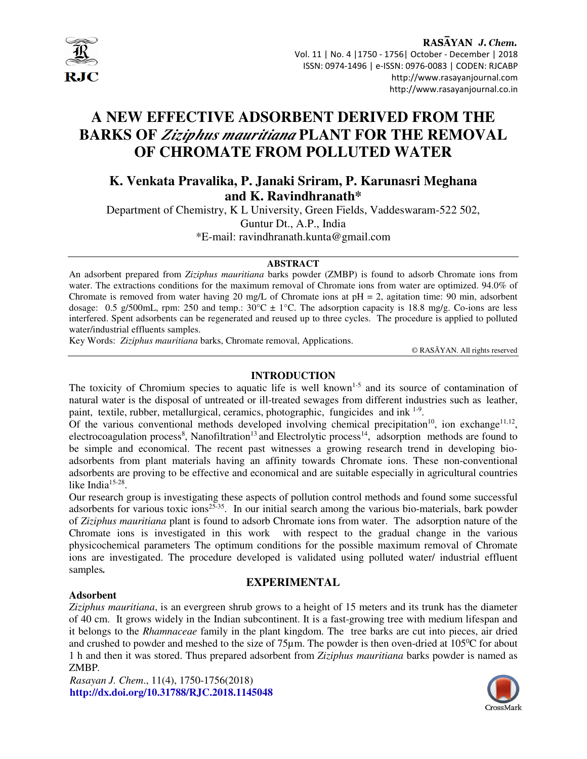# A NEW EFFECTIVE ADSORBENT DERIVED FROM THE BARKS OF *Ziziphus mauritiana* PLANT FOR THE REMOVAL OF CHROMATE FROM POLLUTED WATER

## K. Venkata Pravalika, P. Janaki Sriram, P. Karunasri Meghana and K. Ravindhranath*

Department of Chemistry, K L University, Green Fields, Vaddeswaram-522 502, Guntur Dt., A.P., India

*E-mail: ravindhranath.kunta@gmail.com

### ABSTRACT

An adsorbent prepared from *Ziziphus mauritiana* barks powder (ZMBP) is found to adsorb Chromate ions from water. The extractions conditions for the maximum removal of Chromate ions from water are optimized. 94.0% of Chromate is removed from water having 20 mg/L of Chromate ions at pH = 2, agitation time: 90 min, adsorbent dosage: 0.5 g/500mL, rpm: 250 and temp.: 30°C ± 1°C. The adsorption capacity is 18.8 mg/g. Co-ions are less interfered. Spent adsorbents can be regenerated and reused up to three cycles. The procedure is applied to polluted water/industrial effluents samples.

Key Words: *Ziziphus mauritiana* barks, Chromate removal, Applications.

© RASĀYAN. All rights reserved

## INTRODUCTION

The toxicity of Chromium species to aquatic life is well known[1-5] and its source of contamination of natural water is the disposal of untreated or ill-treated sewages from different industries such as leather, paint, textile, rubber, metallurgical, ceramics, photographic, fungicides and ink [1-9].

Of the various conventional methods developed involving chemical precipitation[10], ion exchange[11,12], electrocoagulation process[8], Nanofiltration[13] and Electrolytic process[14], adsorption methods are found to be simple and economical. The recent past witnesses a growing research trend in developing bio-adsorbents from plant materials having an affinity towards Chromate ions. These non-conventional adsorbents are proving to be effective and economical and are suitable especially in agricultural countries like India[15-28].

Our research group is investigating these aspects of pollution control methods and found some successful adsorbents for various toxic ions[25-35]. In our initial search among the various bio-materials, bark powder of *Ziziphus mauritiana* plant is found to adsorb Chromate ions from water. The adsorption nature of the Chromate ions is investigated in this work with respect to the gradual change in the various physicochemical parameters The optimum conditions for the possible maximum removal of Chromate ions are investigated. The procedure developed is validated using polluted water/ industrial effluent samples**.**

## EXPERIMENTAL

### Adsorbent

*Ziziphus mauritiana*, is an evergreen shrub grows to a height of 15 meters and its trunk has the diameter of 40 cm. It grows widely in the Indian subcontinent. It is a fast-growing tree with medium lifespan and it belongs to the *Rhamnaceae* family in the plant kingdom. The tree barks are cut into pieces, air dried and crushed to powder and meshed to the size of 75μm. The powder is then oven-dried at 105$^0$C for about 1 h and then it was stored. Thus prepared adsorbent from *Ziziphus mauritiana* barks powder is named as ZMBP.

*Rasayan J. Chem*., 11(4), 1750-1756(2018)

**http://dx.doi.org/10.31788/RJC.2018.1145048**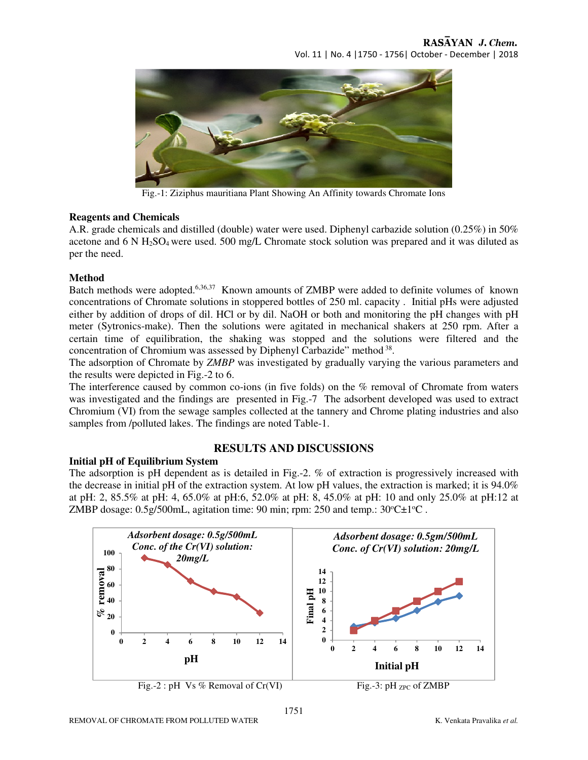Fig.-1: Ziziphus mauritiana Plant Showing An Affinity towards Chromate Ions

### Reagents and Chemicals

A.R. grade chemicals and distilled (double) water were used. Diphenyl carbazide solution (0.25%) in 50% acetone and 6 N $H_2SO_4$ were used. 500 mg/L Chromate stock solution was prepared and it was diluted as per the need.

### Method

Batch methods were adopted.[6,36,37] Known amounts of ZMBP were added to definite volumes of known concentrations of Chromate solutions in stoppered bottles of 250 ml. capacity . Initial pHs were adjusted either by addition of drops of dil. HCl or by dil. NaOH or both and monitoring the pH changes with pH meter (Sytronics-make). Then the solutions were agitated in mechanical shakers at 250 rpm. After a certain time of equilibration, the shaking was stopped and the solutions were filtered and the concentration of Chromium was assessed by Diphenyl Carbazide" method [38].

The adsorption of Chromate by *ZMBP* was investigated by gradually varying the various parameters and the results were depicted in Fig.-2 to 6.

The interference caused by common co-ions (in five folds) on the % removal of Chromate from waters was investigated and the findings are presented in Fig.-7 The adsorbent developed was used to extract Chromium (VI) from the sewage samples collected at the tannery and Chrome plating industries and also samples from /polluted lakes. The findings are noted Table-1.

## RESULTS AND DISCUSSIONS

### Initial pH of Equilibrium System

The adsorption is pH dependent as is detailed in Fig.-2. % of extraction is progressively increased with the decrease in initial pH of the extraction system. At low pH values, the extraction is marked; it is 94.0% at pH: 2, 85.5% at pH: 4, 65.0% at pH:6, 52.0% at pH: 8, 45.0% at pH: 10 and only 25.0% at pH:12 at ZMBP dosage: 0.5g/500mL, agitation time: 90 min; rpm: 250 and temp.: 30°C±1°C .

Fig.-2 : pH Vs % Removal of Cr(VI)

Fig.-3: pH $_{ZPC}$ of ZMBP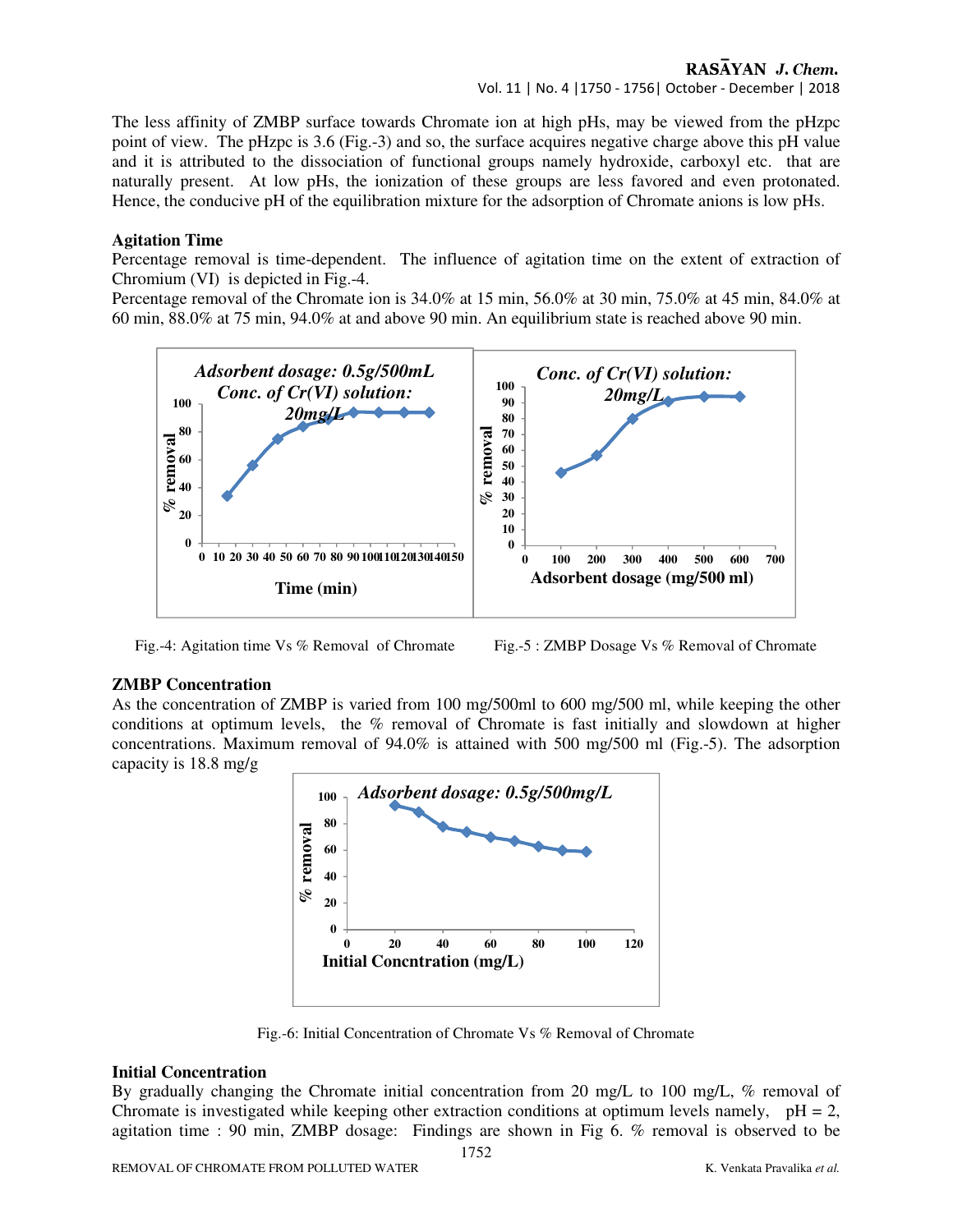The less affinity of ZMBP surface towards Chromate ion at high pHs, may be viewed from the pHzpc point of view. The pHzpc is 3.6 (Fig.-3) and so, the surface acquires negative charge above this pH value and it is attributed to the dissociation of functional groups namely hydroxide, carboxyl etc. that are naturally present. At low pHs, the ionization of these groups are less favored and even protonated. Hence, the conducive pH of the equilibration mixture for the adsorption of Chromate anions is low pHs.

### Agitation Time

Percentage removal is time-dependent. The influence of agitation time on the extent of extraction of Chromium (VI) is depicted in Fig.-4.

Percentage removal of the Chromate ion is 34.0% at 15 min, 56.0% at 30 min, 75.0% at 45 min, 84.0% at 60 min, 88.0% at 75 min, 94.0% at and above 90 min. An equilibrium state is reached above 90 min.

Fig.-4: Agitation time Vs % Removal of Chromate

Fig.-5 : ZMBP Dosage Vs % Removal of Chromate

### ZMBP Concentration

As the concentration of ZMBP is varied from 100 mg/500ml to 600 mg/500 ml, while keeping the other conditions at optimum levels, the % removal of Chromate is fast initially and slowdown at higher concentrations. Maximum removal of 94.0% is attained with 500 mg/500 ml (Fig.-5). The adsorption capacity is 18.8 mg/g

Fig.-6: Initial Concentration of Chromate Vs % Removal of Chromate

### Initial Concentration

By gradually changing the Chromate initial concentration from 20 mg/L to 100 mg/L, % removal of Chromate is investigated while keeping other extraction conditions at optimum levels namely, pH = 2, agitation time : 90 min, ZMBP dosage: Findings are shown in Fig 6. % removal is observed to be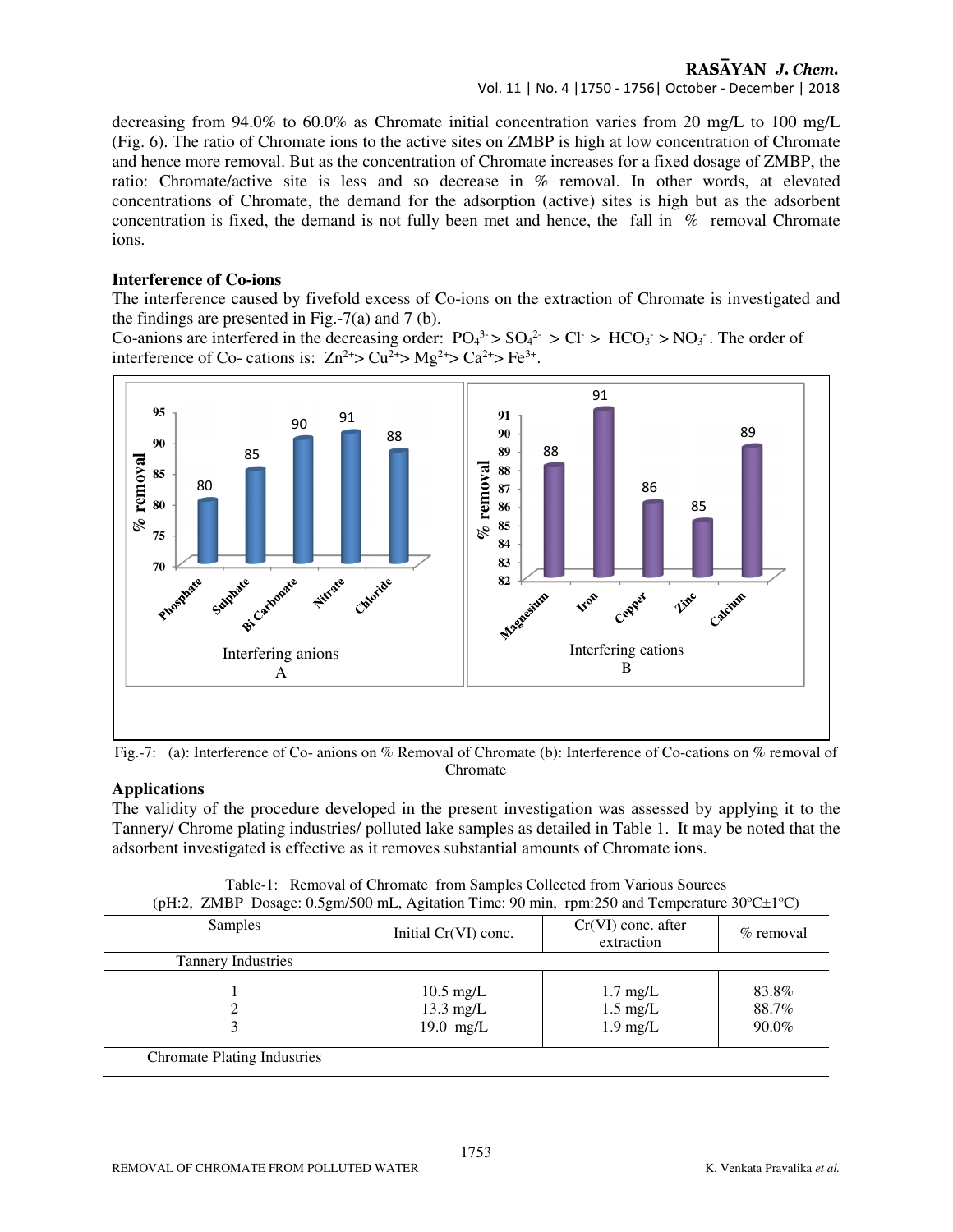decreasing from 94.0% to 60.0% as Chromate initial concentration varies from 20 mg/L to 100 mg/L (Fig. 6). The ratio of Chromate ions to the active sites on ZMBP is high at low concentration of Chromate and hence more removal. But as the concentration of Chromate increases for a fixed dosage of ZMBP, the ratio: Chromate/active site is less and so decrease in % removal. In other words, at elevated concentrations of Chromate, the demand for the adsorption (active) sites is high but as the adsorbent concentration is fixed, the demand is not fully been met and hence, the fall in % removal Chromate ions.

**Interference of Co-ions**

The interference caused by fivefold excess of Co-ions on the extraction of Chromate is investigated and the findings are presented in Fig.-7(a) and 7 (b).

Co-anions are interfered in the decreasing order: $PO_4^{3-} > SO_4^{2-} > Cl^- > HCO_3^- > NO_3^-$. The order of interference of Co- cations is: $Zn^{2+} > Cu^{2+} > Mg^{2+} > Ca^{2+} > Fe^{3+}$.

Fig.-7: (a): Interference of Co- anions on % Removal of Chromate (b): Interference of Co-cations on % removal of Chromate

**Applications**

The validity of the procedure developed in the present investigation was assessed by applying it to the Tannery/ Chrome plating industries/ polluted lake samples as detailed in Table 1. It may be noted that the adsorbent investigated is effective as it removes substantial amounts of Chromate ions.

Table-1: Removal of Chromate from Samples Collected from Various Sources
(pH:2, ZMBP Dosage: 0.5gm/500 mL, Agitation Time: 90 min, rpm:250 and Temperature 30°C±1°C)

| Samples | Initial Cr(VI) conc. | Cr(VI) conc. after extraction | % removal |
|---|---|---|---|
| Tannery Industries | | | |
| 1 | 10.5 mg/L | 1.7 mg/L | 83.8% |
| 2 | 13.3 mg/L | 1.5 mg/L | 88.7% |
| 3 | 19.0 mg/L | 1.9 mg/L | 90.0% |
| Chromate Plating Industries | | | |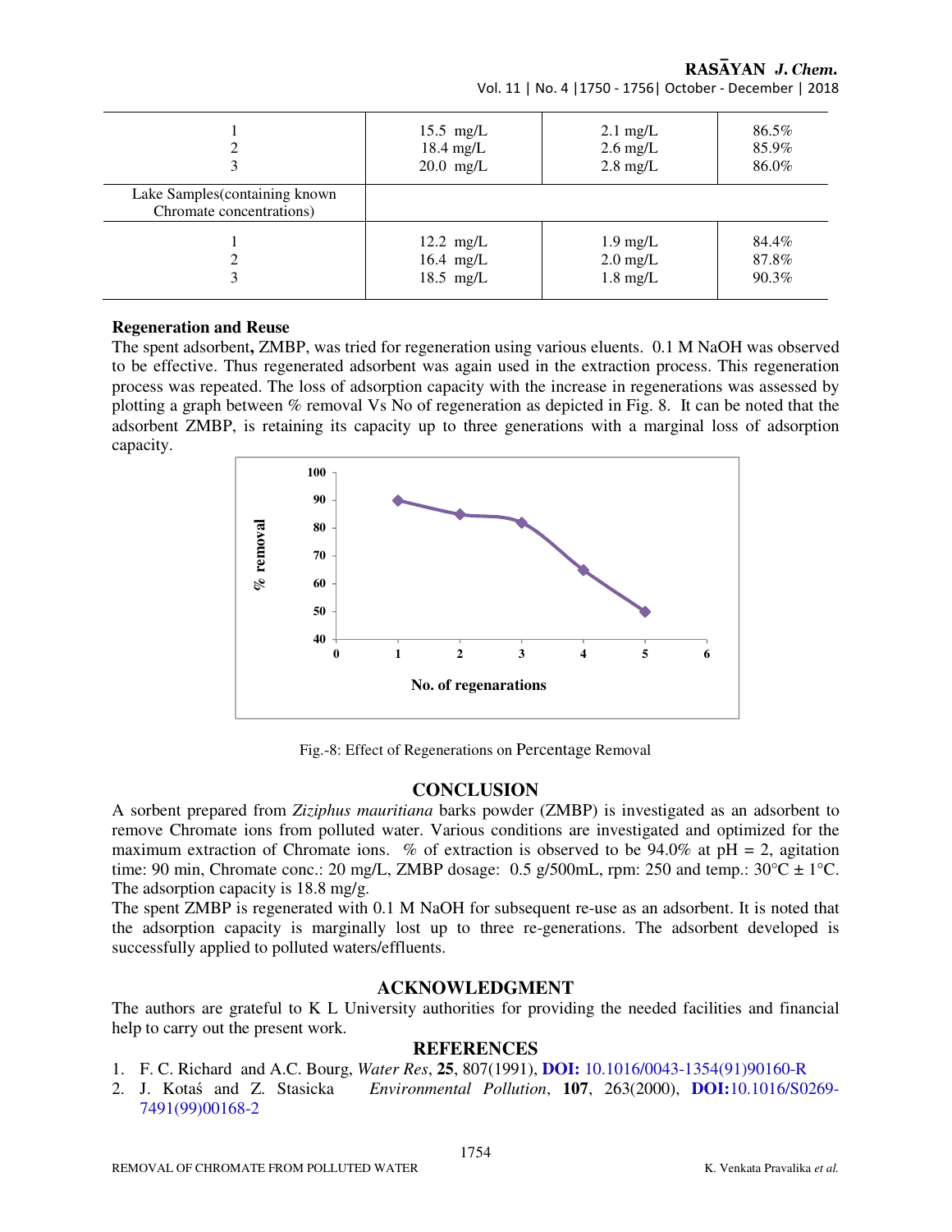| | | | |
|---|---|---|---|
| 1<br>2<br>3 | 15.5 mg/L<br>18.4 mg/L<br>20.0 mg/L | 2.1 mg/L<br>2.6 mg/L<br>2.8 mg/L | 86.5%<br>85.9%<br>86.0% |
| Lake Samples(containing known Chromate concentrations) | | | |
| 1<br>2<br>3 | 12.2 mg/L<br>16.4 mg/L<br>18.5 mg/L | 1.9 mg/L<br>2.0 mg/L<br>1.8 mg/L | 84.4%<br>87.8%<br>90.3% |

### Regeneration and Reuse

The spent adsorbent**,** ZMBP, was tried for regeneration using various eluents. 0.1 M NaOH was observed to be effective. Thus regenerated adsorbent was again used in the extraction process. This regeneration process was repeated. The loss of adsorption capacity with the increase in regenerations was assessed by plotting a graph between % removal Vs No of regeneration as depicted in Fig. 8. It can be noted that the adsorbent ZMBP, is retaining its capacity up to three generations with a marginal loss of adsorption capacity.

Fig.-8: Effect of Regenerations on Percentage Removal

## CONCLUSION

A sorbent prepared from *Ziziphus mauritiana* barks powder (ZMBP) is investigated as an adsorbent to remove Chromate ions from polluted water. Various conditions are investigated and optimized for the maximum extraction of Chromate ions. % of extraction is observed to be 94.0% at pH = 2, agitation time: 90 min, Chromate conc.: 20 mg/L, ZMBP dosage: 0.5 g/500mL, rpm: 250 and temp.: 30°C ± 1°C. The adsorption capacity is 18.8 mg/g.

The spent ZMBP is regenerated with 0.1 M NaOH for subsequent re-use as an adsorbent. It is noted that the adsorption capacity is marginally lost up to three re-generations. The adsorbent developed is successfully applied to polluted waters/effluents.

## ACKNOWLEDGMENT

The authors are grateful to K L University authorities for providing the needed facilities and financial help to carry out the present work.

## REFERENCES

1. F. C. Richard and A.C. Bourg, *Water Res*, **25**, 807(1991), **DOI:** 10.1016/0043-1354(91)90160-R
2. J. Kotaś and Z. Stasicka *Environmental Pollution*, **107**, 263(2000), **DOI:**10.1016/S0269-7491(99)00168-2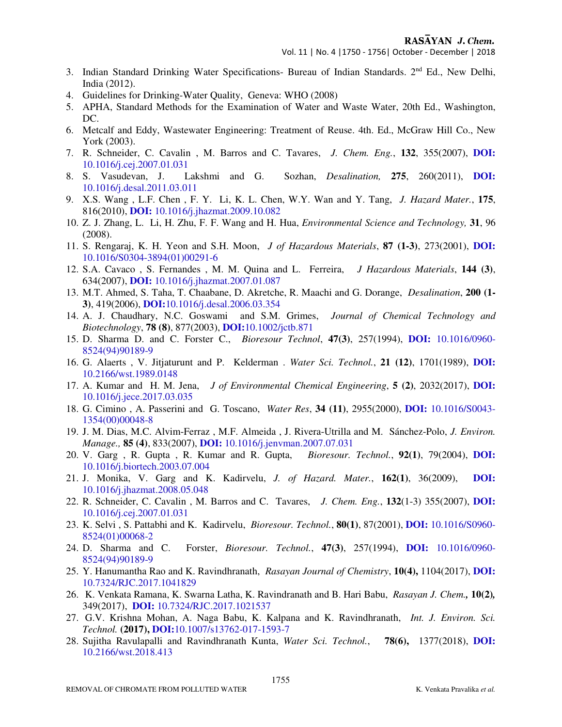3. Indian Standard Drinking Water Specifications- Bureau of Indian Standards. 2nd Ed., New Delhi, India (2012).
4. Guidelines for Drinking-Water Quality, Geneva: WHO (2008)
5. APHA, Standard Methods for the Examination of Water and Waste Water, 20th Ed., Washington, DC.
6. Metcalf and Eddy, Wastewater Engineering: Treatment of Reuse. 4th. Ed., McGraw Hill Co., New York (2003).
7. R. Schneider, C. Cavalin , M. Barros and C. Tavares, *J. Chem. Eng.*, **132**, 355(2007), **DOI:** 10.1016/j.cej.2007.01.031
8. S. Vasudevan, J. Lakshmi and G. Sozhan, *Desalination,* **275**, 260(2011), **DOI:** 10.1016/j.desal.2011.03.011
9. X.S. Wang , L.F. Chen , F. Y. Li, K. L. Chen, W.Y. Wan and Y. Tang, *J. Hazard Mater.*, **175**, 816(2010), **DOI:** 10.1016/j.jhazmat.2009.10.082
10. Z. J. Zhang, L. Li, H. Zhu, F. F. Wang and H. Hua, *Environmental Science and Technology,* **31**, 96 (2008).
11. S. Rengaraj, K. H. Yeon and S.H. Moon, *J of Hazardous Materials*, **87 (1-3)**, 273(2001), **DOI:** 10.1016/S0304-3894(01)00291-6
12. S.A. Cavaco , S. Fernandes , M. M. Quina and L. Ferreira, *J Hazardous Materials*, **144 (3)**, 634(2007), **DOI:** 10.1016/j.jhazmat.2007.01.087
13. M.T. Ahmed, S. Taha, T. Chaabane, D. Akretche, R. Maachi and G. Dorange, *Desalination*, **200 (1-3)**, 419(2006), **DOI:**10.1016/j.desal.2006.03.354
14. A. J. Chaudhary, N.C. Goswami and S.M. Grimes, *Journal of Chemical Technology and Biotechnology*, **78 (8)**, 877(2003), **DOI:**10.1002/jctb.871
15. D. Sharma D. and C. Forster C., *Bioresour Technol*, **47(3)**, 257(1994), **DOI:** 10.1016/0960-8524(94)90189-9
16. G. Alaerts , V. Jitjaturunt and P. Kelderman . *Water Sci. Technol.*, **21 (12)**, 1701(1989), **DOI:** 10.2166/wst.1989.0148
17. A. Kumar and H. M. Jena, *J of Environmental Chemical Engineering*, **5 (2)**, 2032(2017), **DOI:** 10.1016/j.jece.2017.03.035
18. G. Cimino , A. Passerini and G. Toscano, *Water Res*, **34 (11)**, 2955(2000), **DOI:** 10.1016/S0043-1354(00)00048-8
19. J. M. Dias, M.C. Alvim-Ferraz , M.F. Almeida , J. Rivera-Utrilla and M. Sánchez-Polo, *J. Environ. Manage.,* **85 (4)**, 833(2007), **DOI:** 10.1016/j.jenvman.2007.07.031
20. V. Garg , R. Gupta , R. Kumar and R. Gupta, *Bioresour. Technol.*, **92(1)**, 79(2004), **DOI:** 10.1016/j.biortech.2003.07.004
21. J. Monika, V. Garg and K. Kadirvelu, *J. of Hazard. Mater.*, **162(1)**, 36(2009), **DOI:** 10.1016/j.jhazmat.2008.05.048
22. R. Schneider, C. Cavalin , M. Barros and C. Tavares, *J. Chem. Eng.*, **132**(1-3) 355(2007), **DOI:** 10.1016/j.cej.2007.01.031
23. K. Selvi , S. Pattabhi and K. Kadirvelu, *Bioresour. Technol.*, **80(1)**, 87(2001), **DOI:** 10.1016/S0960-8524(01)00068-2
24. D. Sharma and C. Forster, *Bioresour. Technol.*, **47(3)**, 257(1994), **DOI:** 10.1016/0960-8524(94)90189-9
25. Y. Hanumantha Rao and K. Ravindhranath, *Rasayan Journal of Chemistry*, **10(4),** 1104(2017), **DOI:** 10.7324/RJC.2017.1041829
26. K. Venkata Ramana, K. Swarna Latha, K. Ravindranath and B. Hari Babu, *Rasayan J. Chem.,* **10(2),** 349(2017), **DOI:** 10.7324/RJC.2017.1021537
27. G.V. Krishna Mohan, A. Naga Babu, K. Kalpana and K. Ravindhranath, *Int. J. Environ. Sci. Technol.* **(2017), DOI:**10.1007/s13762-017-1593-7
28. Sujitha Ravulapalli and Ravindhranath Kunta, *Water Sci. Technol.*, **78(6),** 1377(2018), **DOI:** 10.2166/wst.2018.413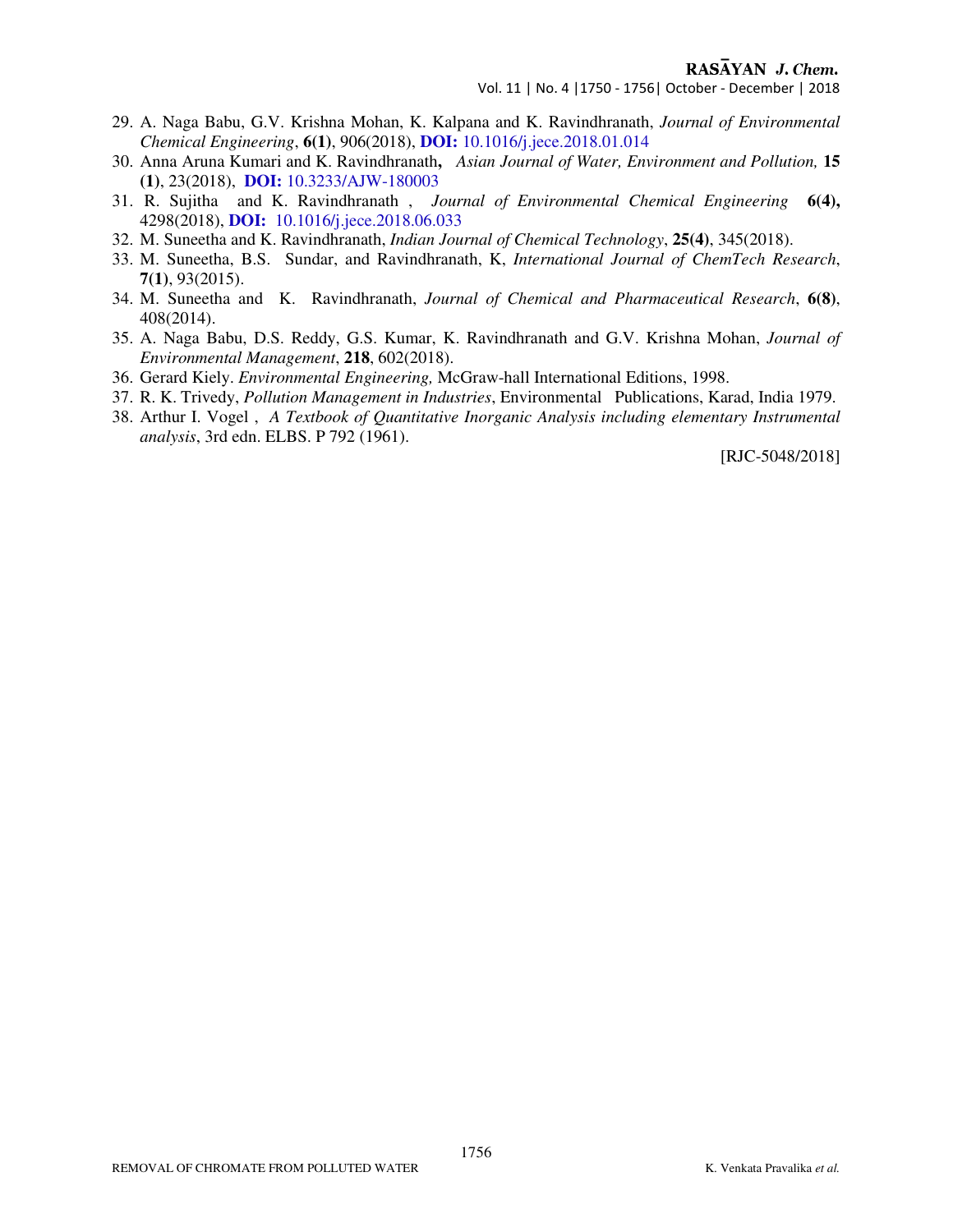29. A. Naga Babu, G.V. Krishna Mohan, K. Kalpana and K. Ravindhranath, *Journal of Environmental Chemical Engineering*, **6(1)**, 906(2018), **DOI:** 10.1016/j.jece.2018.01.014
30. Anna Aruna Kumari and K. Ravindhranath**,** *Asian Journal of Water, Environment and Pollution,* **15 (1)**, 23(2018), **DOI:** 10.3233/AJW-180003
31. R. Sujitha and K. Ravindhranath , *Journal of Environmental Chemical Engineering* **6(4),** 4298(2018), **DOI:** 10.1016/j.jece.2018.06.033
32. M. Suneetha and K. Ravindhranath, *Indian Journal of Chemical Technology*, **25(4)**, 345(2018).
33. M. Suneetha, B.S. Sundar, and Ravindhranath, K, *International Journal of ChemTech Research*, **7(1)**, 93(2015).
34. M. Suneetha and K. Ravindhranath, *Journal of Chemical and Pharmaceutical Research*, **6(8)**, 408(2014).
35. A. Naga Babu, D.S. Reddy, G.S. Kumar, K. Ravindhranath and G.V. Krishna Mohan, *Journal of Environmental Management*, **218**, 602(2018).
36. Gerard Kiely. *Environmental Engineering,* McGraw-hall International Editions, 1998.
37. R. K. Trivedy, *Pollution Management in Industries*, Environmental Publications, Karad, India 1979.
38. Arthur I. Vogel , *A Textbook of Quantitative Inorganic Analysis including elementary Instrumental analysis*, 3rd edn. ELBS. P 792 (1961).

[RJC-5048/2018]